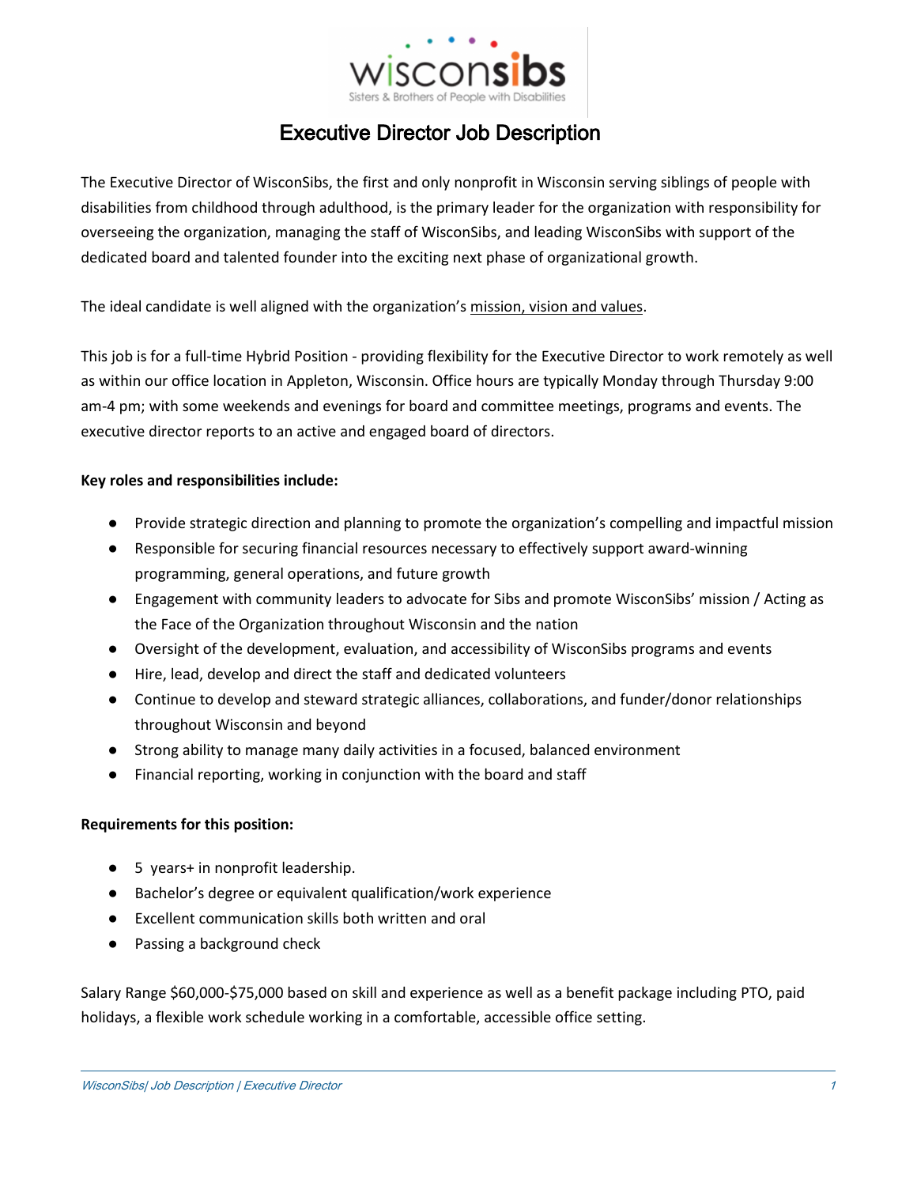wisconsibs

Sisters & Brothers of People with Disabilities

# Executive Director Job Description

The Executive Director of WisconSibs, the first and only nonprofit in Wisconsin serving siblings of people with disabilities from childhood through adulthood, is the primary leader for the organization with responsibility for overseeing the organization, managing the staff of WisconSibs, and leading WisconSibs with support of the dedicated board and talented founder into the exciting next phase of organizational growth.

The ideal candidate is well aligned with the organization's mission, vision and values.

This job is for a full-time Hybrid Position - providing flexibility for the Executive Director to work remotely as well as within our office location in Appleton, Wisconsin. Office hours are typically Monday through Thursday 9:00 am-4 pm; with some weekends and evenings for board and committee meetings, programs and events. The executive director reports to an active and engaged board of directors.

**Key roles and responsibilities include:**

- Provide strategic direction and planning to promote the organization's compelling and impactful mission
- Responsible for securing financial resources necessary to effectively support award-winning programming, general operations, and future growth
- Engagement with community leaders to advocate for Sibs and promote WisconSibs' mission / Acting as the Face of the Organization throughout Wisconsin and the nation
- Oversight of the development, evaluation, and accessibility of WisconSibs programs and events
- Hire, lead, develop and direct the staff and dedicated volunteers
- Continue to develop and steward strategic alliances, collaborations, and funder/donor relationships throughout Wisconsin and beyond
- Strong ability to manage many daily activities in a focused, balanced environment
- Financial reporting, working in conjunction with the board and staff

**Requirements for this position:**

- 5 years+ in nonprofit leadership.
- Bachelor's degree or equivalent qualification/work experience
- Excellent communication skills both written and oral
- Passing a background check

Salary Range $60,000-$75,000 based on skill and experience as well as a benefit package including PTO, paid holidays, a flexible work schedule working in a comfortable, accessible office setting.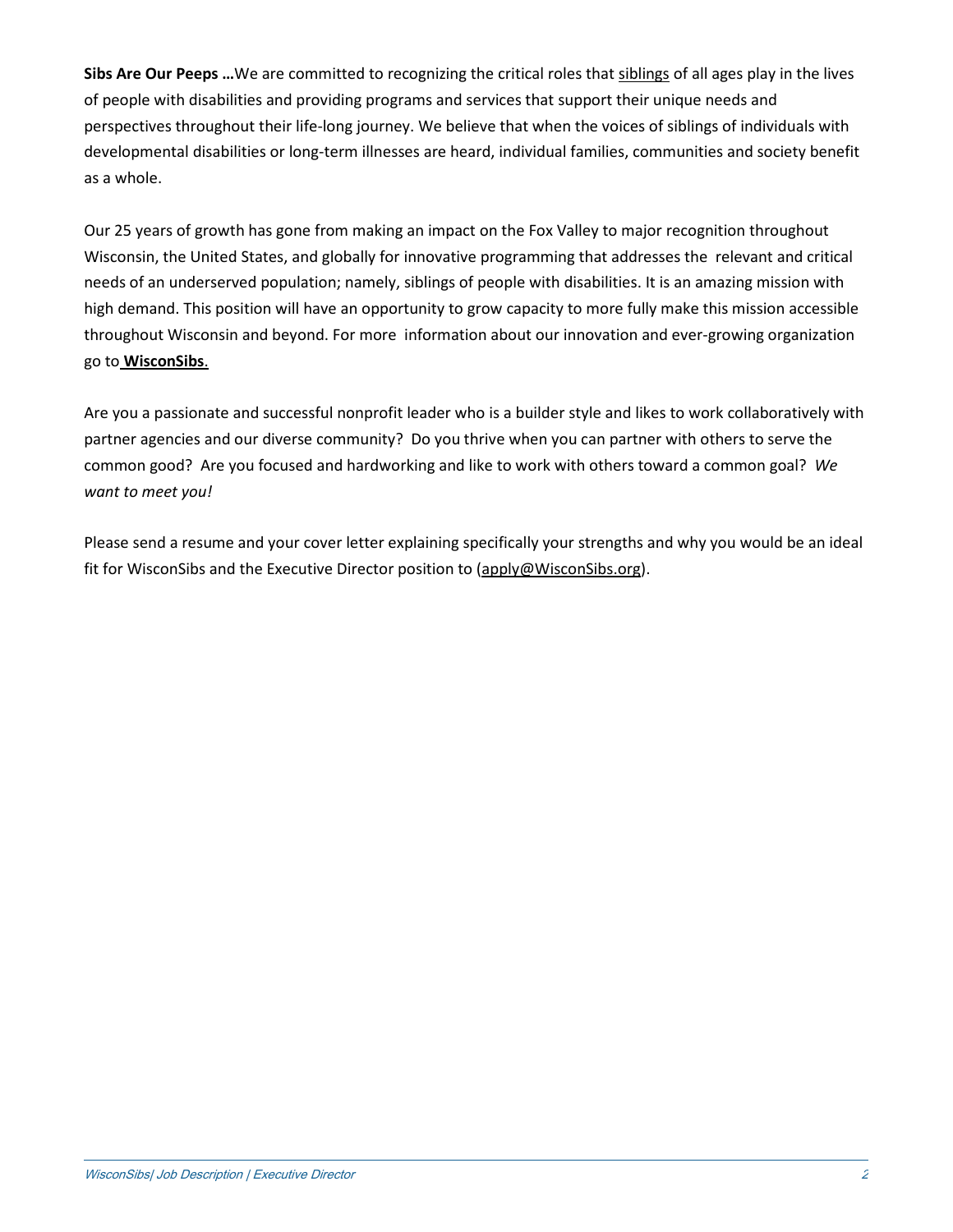**Sibs Are Our Peeps …**We are committed to recognizing the critical roles that siblings of all ages play in the lives of people with disabilities and providing programs and services that support their unique needs and perspectives throughout their life-long journey. We believe that when the voices of siblings of individuals with developmental disabilities or long-term illnesses are heard, individual families, communities and society benefit as a whole.

Our 25 years of growth has gone from making an impact on the Fox Valley to major recognition throughout Wisconsin, the United States, and globally for innovative programming that addresses the relevant and critical needs of an underserved population; namely, siblings of people with disabilities. It is an amazing mission with high demand. This position will have an opportunity to grow capacity to more fully make this mission accessible throughout Wisconsin and beyond. For more information about our innovation and ever-growing organization go to **WisconSibs**.

Are you a passionate and successful nonprofit leader who is a builder style and likes to work collaboratively with partner agencies and our diverse community? Do you thrive when you can partner with others to serve the common good? Are you focused and hardworking and like to work with others toward a common goal? *We want to meet you!*

Please send a resume and your cover letter explaining specifically your strengths and why you would be an ideal fit for WisconSibs and the Executive Director position to (apply@WisconSibs.org).